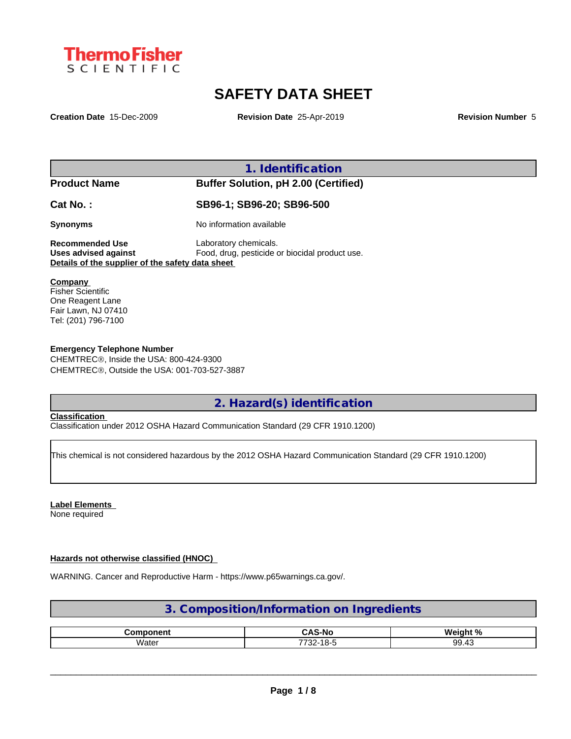ThermoFisher SCIENTIFIC

# SAFETY DATA SHEET

**Creation Date** 15-Dec-2009 **Revision Date** 25-Apr-2019 **Revision Number** 5

## 1. Identification

**Product Name** **Buffer Solution, pH 2.00 (Certified)**

**Cat No. :** **SB96-1; SB96-20; SB96-500**

**Synonyms** No information available

**Recommended Use** Laboratory chemicals.
**Uses advised against** Food, drug, pesticide or biocidal product use.

**Details of the supplier of the safety data sheet**

**Company**
Fisher Scientific
One Reagent Lane
Fair Lawn, NJ 07410
Tel: (201) 796-7100

**Emergency Telephone Number**
CHEMTREC®, Inside the USA: 800-424-9300
CHEMTREC®, Outside the USA: 001-703-527-3887

## 2. Hazard(s) identification

**Classification**
Classification under 2012 OSHA Hazard Communication Standard (29 CFR 1910.1200)

This chemical is not considered hazardous by the 2012 OSHA Hazard Communication Standard (29 CFR 1910.1200)

**Label Elements**
None required

**Hazards not otherwise classified (HNOC)**

WARNING. Cancer and Reproductive Harm - https://www.p65warnings.ca.gov/.

## 3. Composition/Information on Ingredients

| Component | CAS-No | Weight % |
|---|---|---|
| Water | 7732-18-5 | 99.43 |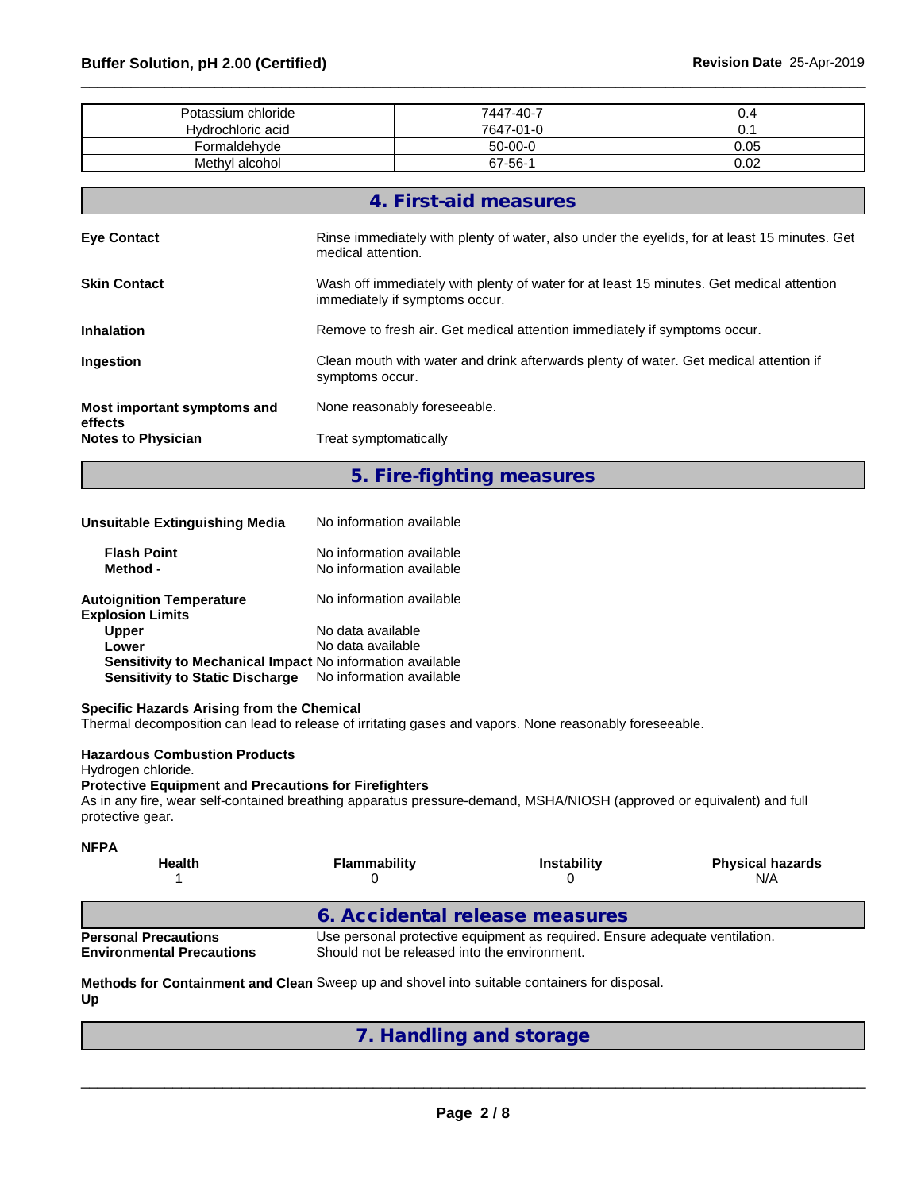| | | |
|---|---|---|
| Potassium chloride | 7447-40-7 | 0.4 |
| Hydrochloric acid | 7647-01-0 | 0.1 |
| Formaldehyde | 50-00-0 | 0.05 |
| Methyl alcohol | 67-56-1 | 0.02 |

## 4. First-aid measures

**Eye Contact**
Rinse immediately with plenty of water, also under the eyelids, for at least 15 minutes. Get medical attention.

**Skin Contact**
Wash off immediately with plenty of water for at least 15 minutes. Get medical attention immediately if symptoms occur.

**Inhalation**
Remove to fresh air. Get medical attention immediately if symptoms occur.

**Ingestion**
Clean mouth with water and drink afterwards plenty of water. Get medical attention if symptoms occur.

**Most important symptoms and effects**
None reasonably foreseeable.

**Notes to Physician**
Treat symptomatically

## 5. Fire-fighting measures

**Unsuitable Extinguishing Media** No information available

**Flash Point** No information available
**Method -** No information available

**Autoignition Temperature** No information available
**Explosion Limits**
**Upper** No data available
**Lower** No data available
**Sensitivity to Mechanical Impact** No information available
**Sensitivity to Static Discharge** No information available

**Specific Hazards Arising from the Chemical**
Thermal decomposition can lead to release of irritating gases and vapors. None reasonably foreseeable.

**Hazardous Combustion Products**
Hydrogen chloride.

**Protective Equipment and Precautions for Firefighters**
As in any fire, wear self-contained breathing apparatus pressure-demand, MSHA/NIOSH (approved or equivalent) and full protective gear.

**NFPA**

| Health | Flammability | Instability | Physical hazards |
|---|---|---|---|
| 1 | 0 | 0 | N/A |

## 6. Accidental release measures

**Personal Precautions** Use personal protective equipment as required. Ensure adequate ventilation.
**Environmental Precautions** Should not be released into the environment.

**Methods for Containment and Clean Up** Sweep up and shovel into suitable containers for disposal.

## 7. Handling and storage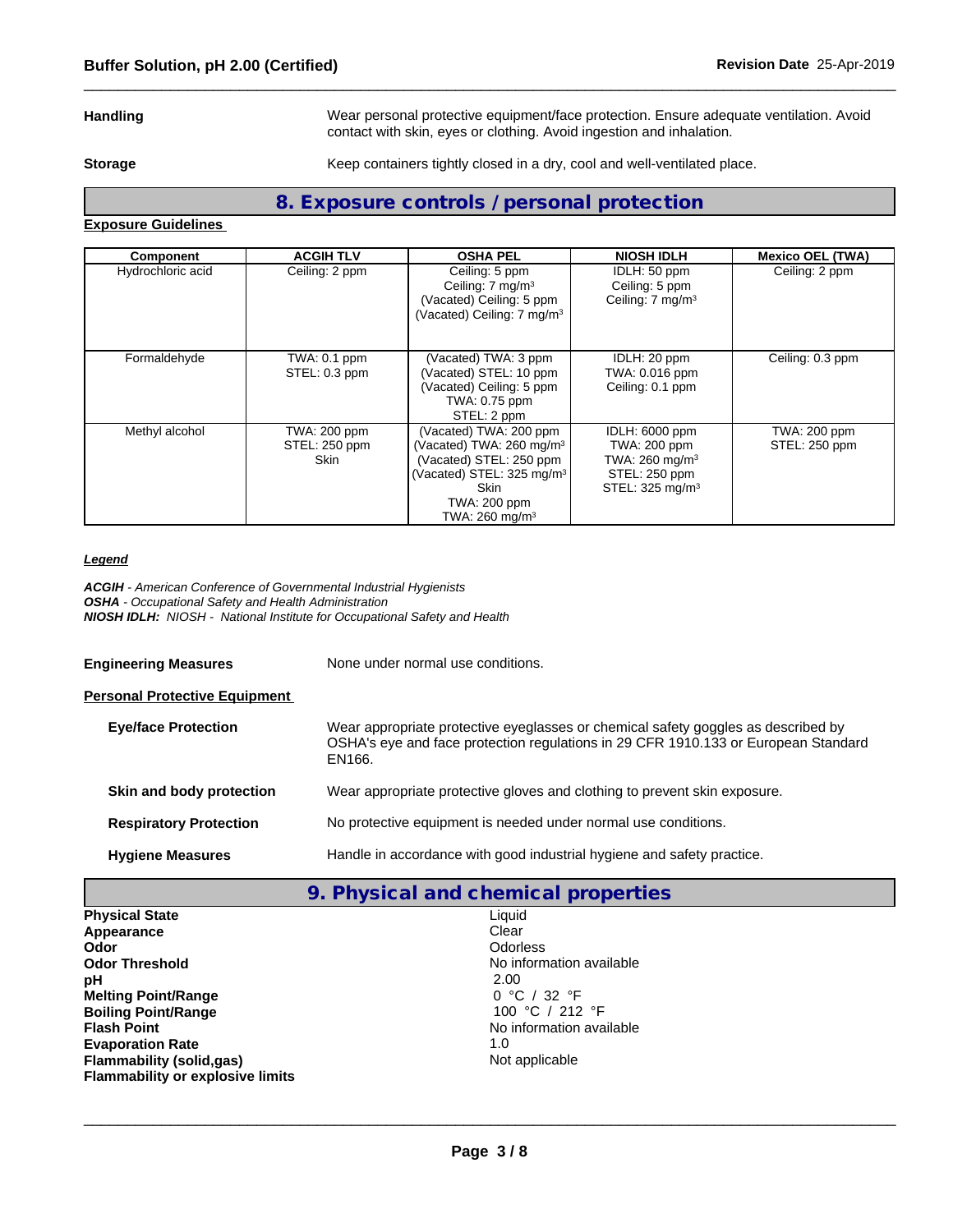**Handling**

Wear personal protective equipment/face protection. Ensure adequate ventilation. Avoid contact with skin, eyes or clothing. Avoid ingestion and inhalation.

**Storage**

Keep containers tightly closed in a dry, cool and well-ventilated place.

## 8. Exposure controls / personal protection

**Exposure Guidelines**

| Component | ACGIH TLV | OSHA PEL | NIOSH IDLH | Mexico OEL (TWA) |
|---|---|---|---|---|
| Hydrochloric acid | Ceiling: 2 ppm | Ceiling: 5 ppm<br>Ceiling: 7 mg/m$^3$<br>(Vacated) Ceiling: 5 ppm<br>(Vacated) Ceiling: 7 mg/m$^3$ | IDLH: 50 ppm<br>Ceiling: 5 ppm<br>Ceiling: 7 mg/m$^3$ | Ceiling: 2 ppm |
| Formaldehyde | TWA: 0.1 ppm<br>STEL: 0.3 ppm | (Vacated) TWA: 3 ppm<br>(Vacated) STEL: 10 ppm<br>(Vacated) Ceiling: 5 ppm<br>TWA: 0.75 ppm<br>STEL: 2 ppm | IDLH: 20 ppm<br>TWA: 0.016 ppm<br>Ceiling: 0.1 ppm | Ceiling: 0.3 ppm |
| Methyl alcohol | TWA: 200 ppm<br>STEL: 250 ppm<br>Skin | (Vacated) TWA: 200 ppm<br>(Vacated) TWA: 260 mg/m$^3$<br>(Vacated) STEL: 250 ppm<br>(Vacated) STEL: 325 mg/m$^3$<br>Skin<br>TWA: 200 ppm<br>TWA: 260 mg/m$^3$ | IDLH: 6000 ppm<br>TWA: 200 ppm<br>TWA: 260 mg/m$^3$<br>STEL: 250 ppm<br>STEL: 325 mg/m$^3$ | TWA: 200 ppm<br>STEL: 250 ppm |

***Legend***

***ACGIH*** *- American Conference of Governmental Industrial Hygienists*
***OSHA*** *- Occupational Safety and Health Administration*
***NIOSH IDLH:*** *NIOSH - National Institute for Occupational Safety and Health*

**Engineering Measures**

None under normal use conditions.

**Personal Protective Equipment**

**Eye/face Protection**

Wear appropriate protective eyeglasses or chemical safety goggles as described by OSHA's eye and face protection regulations in 29 CFR 1910.133 or European Standard EN166.

**Skin and body protection**

Wear appropriate protective gloves and clothing to prevent skin exposure.

**Respiratory Protection**

No protective equipment is needed under normal use conditions.

**Hygiene Measures**

Handle in accordance with good industrial hygiene and safety practice.

## 9. Physical and chemical properties

| | |
|---|---|
| **Physical State** | Liquid |
| **Appearance** | Clear |
| **Odor** | Odorless |
| **Odor Threshold** | No information available |
| **pH** | 2.00 |
| **Melting Point/Range** | 0 °C / 32 °F |
| **Boiling Point/Range** | 100 °C / 212 °F |
| **Flash Point** | No information available |
| **Evaporation Rate** | 1.0 |
| **Flammability (solid,gas)** | Not applicable |
| **Flammability or explosive limits** | |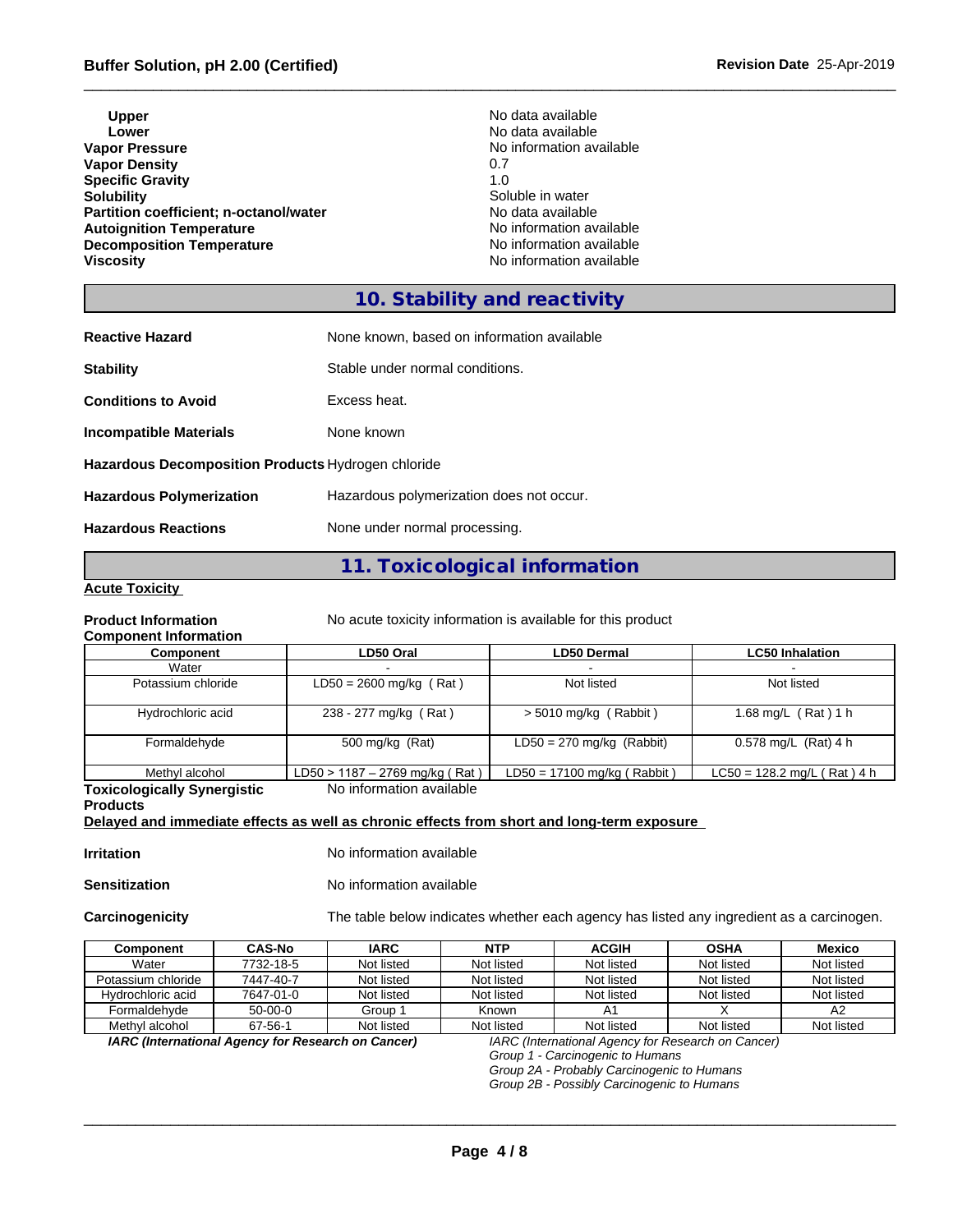| | |
|---|---|
| **Upper** | No data available |
| **Lower** | No data available |
| **Vapor Pressure** | No information available |
| **Vapor Density** | 0.7 |
| **Specific Gravity** | 1.0 |
| **Solubility** | Soluble in water |
| **Partition coefficient; n-octanol/water** | No data available |
| **Autoignition Temperature** | No information available |
| **Decomposition Temperature** | No information available |
| **Viscosity** | No information available |

## 10. Stability and reactivity

**Reactive Hazard** None known, based on information available

**Stability** Stable under normal conditions.

**Conditions to Avoid** Excess heat.

**Incompatible Materials** None known

**Hazardous Decomposition Products** Hydrogen chloride

**Hazardous Polymerization** Hazardous polymerization does not occur.

**Hazardous Reactions** None under normal processing.

## 11. Toxicological information

**Acute Toxicity**

**Product Information** No acute toxicity information is available for this product

**Component Information**

| Component | LD50 Oral | LD50 Dermal | LC50 Inhalation |
|---|---|---|---|
| Water | - | - | - |
| Potassium chloride | LD50 = 2600 mg/kg ( Rat ) | Not listed | Not listed |
| Hydrochloric acid | 238 - 277 mg/kg ( Rat ) | > 5010 mg/kg ( Rabbit ) | 1.68 mg/L ( Rat ) 1 h |
| Formaldehyde | 500 mg/kg (Rat) | LD50 = 270 mg/kg (Rabbit) | 0.578 mg/L (Rat) 4 h |
| Methyl alcohol | LD50 > 1187 – 2769 mg/kg ( Rat ) | LD50 = 17100 mg/kg ( Rabbit ) | LC50 = 128.2 mg/L ( Rat ) 4 h |

**Toxicologically Synergistic Products** No information available

**Delayed and immediate effects as well as chronic effects from short and long-term exposure**

**Irritation** No information available

**Sensitization** No information available

**Carcinogenicity** The table below indicates whether each agency has listed any ingredient as a carcinogen.

| Component | CAS-No | IARC | NTP | ACGIH | OSHA | Mexico |
|---|---|---|---|---|---|---|
| Water | 7732-18-5 | Not listed | Not listed | Not listed | Not listed | Not listed |
| Potassium chloride | 7447-40-7 | Not listed | Not listed | Not listed | Not listed | Not listed |
| Hydrochloric acid | 7647-01-0 | Not listed | Not listed | Not listed | Not listed | Not listed |
| Formaldehyde | 50-00-0 | Group 1 | Known | A1 | X | A2 |
| Methyl alcohol | 67-56-1 | Not listed | Not listed | Not listed | Not listed | Not listed |

***IARC (International Agency for Research on Cancer)***

*IARC (International Agency for Research on Cancer)*
*Group 1 - Carcinogenic to Humans*
*Group 2A - Probably Carcinogenic to Humans*
*Group 2B - Possibly Carcinogenic to Humans*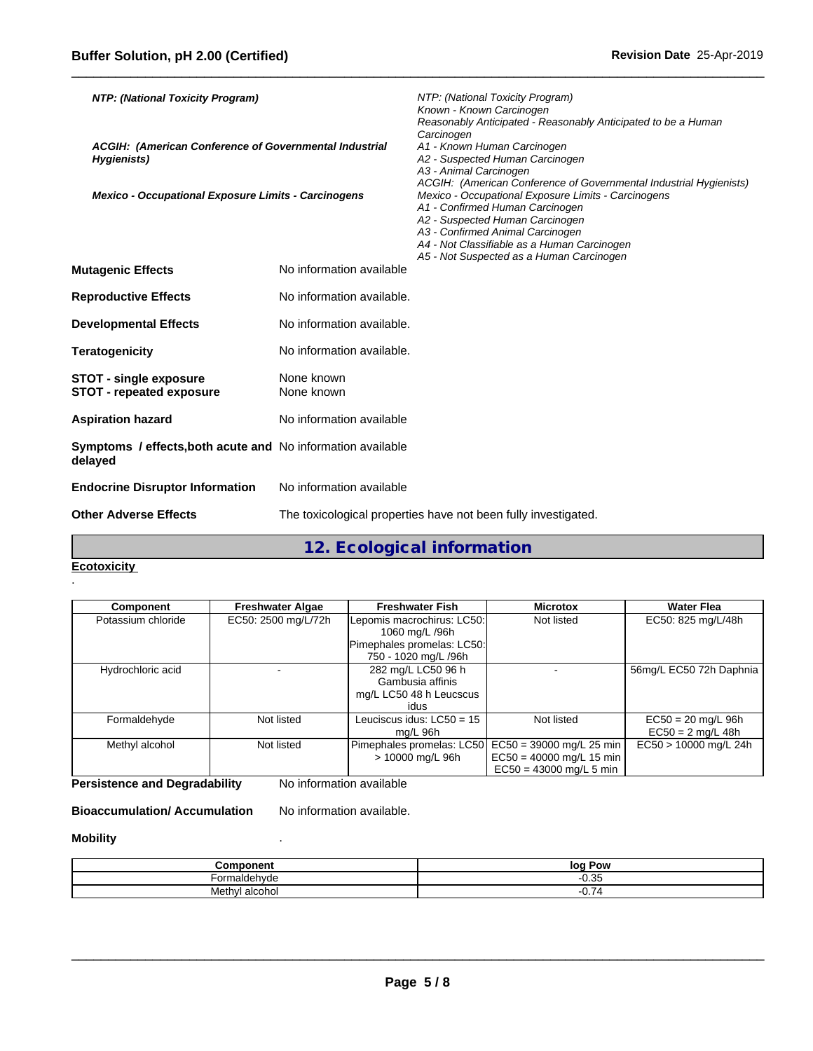| | |
|---|---|
| ***NTP: (National Toxicity Program)*** | *NTP: (National Toxicity Program)*<br>*Known - Known Carcinogen*<br>*Reasonably Anticipated - Reasonably Anticipated to be a Human Carcinogen* |
| ***ACGIH: (American Conference of Governmental Industrial Hygienists)*** | *A1 - Known Human Carcinogen*<br>*A2 - Suspected Human Carcinogen*<br>*A3 - Animal Carcinogen*<br>*ACGIH: (American Conference of Governmental Industrial Hygienists)* |
| ***Mexico - Occupational Exposure Limits - Carcinogens*** | *Mexico - Occupational Exposure Limits - Carcinogens*<br>*A1 - Confirmed Human Carcinogen*<br>*A2 - Suspected Human Carcinogen*<br>*A3 - Confirmed Animal Carcinogen*<br>*A4 - Not Classifiable as a Human Carcinogen*<br>*A5 - Not Suspected as a Human Carcinogen* |

**Mutagenic Effects** No information available

**Reproductive Effects** No information available.

**Developmental Effects** No information available.

**Teratogenicity** No information available.

**STOT - single exposure** None known
**STOT - repeated exposure** None known

**Aspiration hazard** No information available

**Symptoms / effects,both acute and delayed** No information available

**Endocrine Disruptor Information** No information available

**Other Adverse Effects** The toxicological properties have not been fully investigated.

## 12. Ecological information

**Ecotoxicity**

.

| Component | Freshwater Algae | Freshwater Fish | Microtox | Water Flea |
|---|---|---|---|---|
| Potassium chloride | EC50: 2500 mg/L/72h | Lepomis macrochirus: LC50: 1060 mg/L /96h<br>Pimephales promelas: LC50: 750 - 1020 mg/L /96h | Not listed | EC50: 825 mg/L/48h |
| Hydrochloric acid | - | 282 mg/L LC50 96 h Gambusia affinis<br>mg/L LC50 48 h Leucscus idus | - | 56mg/L EC50 72h Daphnia |
| Formaldehyde | Not listed | Leuciscus idus: LC50 = 15 mg/L 96h | Not listed | EC50 = 20 mg/L 96h<br>EC50 = 2 mg/L 48h |
| Methyl alcohol | Not listed | Pimephales promelas: LC50 > 10000 mg/L 96h | EC50 = 39000 mg/L 25 min<br>EC50 = 40000 mg/L 15 min<br>EC50 = 43000 mg/L 5 min | EC50 > 10000 mg/L 24h |

**Persistence and Degradability** No information available

**Bioaccumulation/ Accumulation** No information available.

**Mobility** .

| Component | log Pow |
|---|---|
| Formaldehyde | -0.35 |
| Methyl alcohol | -0.74 |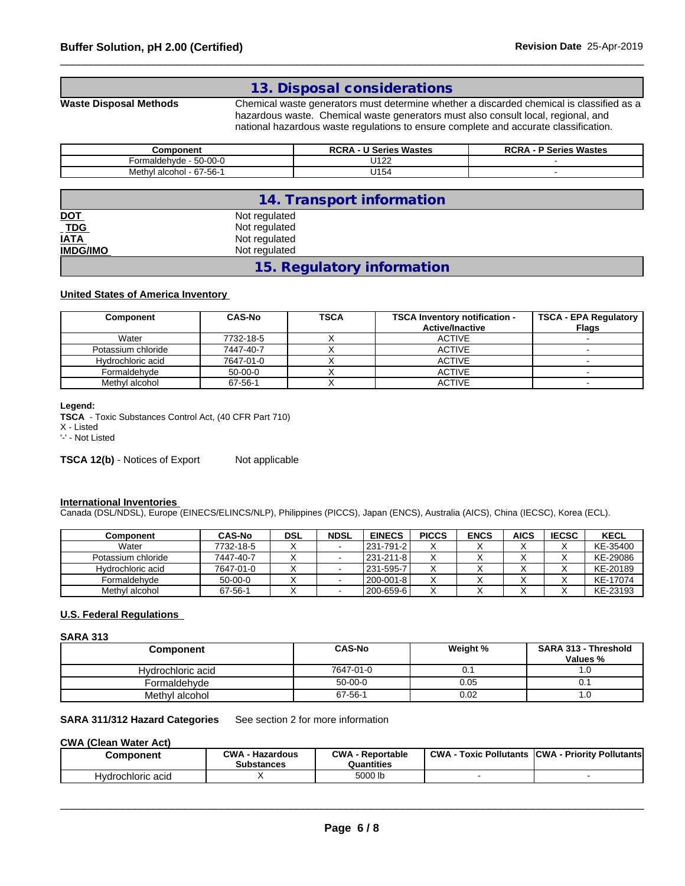## 13. Disposal considerations

**Waste Disposal Methods** Chemical waste generators must determine whether a discarded chemical is classified as a hazardous waste. Chemical waste generators must also consult local, regional, and national hazardous waste regulations to ensure complete and accurate classification.

| Component | RCRA - U Series Wastes | RCRA - P Series Wastes |
|---|---|---|
| Formaldehyde - 50-00-0 | U122 | - |
| Methyl alcohol - 67-56-1 | U154 | - |

## 14. Transport information

**DOT** Not regulated
**TDG** Not regulated
**IATA** Not regulated
**IMDG/IMO** Not regulated

## 15. Regulatory information

### United States of America Inventory

| Component | CAS-No | TSCA | TSCA Inventory notification - Active/Inactive | TSCA - EPA Regulatory Flags |
|---|---|---|---|---|
| Water | 7732-18-5 | X | ACTIVE | - |
| Potassium chloride | 7447-40-7 | X | ACTIVE | - |
| Hydrochloric acid | 7647-01-0 | X | ACTIVE | - |
| Formaldehyde | 50-00-0 | X | ACTIVE | - |
| Methyl alcohol | 67-56-1 | X | ACTIVE | - |

**Legend:**
**TSCA** - Toxic Substances Control Act, (40 CFR Part 710)
X - Listed
'-' - Not Listed

**TSCA 12(b)** - Notices of Export Not applicable

### International Inventories

Canada (DSL/NDSL), Europe (EINECS/ELINCS/NLP), Philippines (PICCS), Japan (ENCS), Australia (AICS), China (IECSC), Korea (ECL).

| Component | CAS-No | DSL | NDSL | EINECS | PICCS | ENCS | AICS | IECSC | KECL |
|---|---|---|---|---|---|---|---|---|---|
| Water | 7732-18-5 | X | - | 231-791-2 | X | X | X | X | KE-35400 |
| Potassium chloride | 7447-40-7 | X | - | 231-211-8 | X | X | X | X | KE-29086 |
| Hydrochloric acid | 7647-01-0 | X | - | 231-595-7 | X | X | X | X | KE-20189 |
| Formaldehyde | 50-00-0 | X | - | 200-001-8 | X | X | X | X | KE-17074 |
| Methyl alcohol | 67-56-1 | X | - | 200-659-6 | X | X | X | X | KE-23193 |

### U.S. Federal Regulations

**SARA 313**

| Component | CAS-No | Weight % | SARA 313 - Threshold Values % |
|---|---|---|---|
| Hydrochloric acid | 7647-01-0 | 0.1 | 1.0 |
| Formaldehyde | 50-00-0 | 0.05 | 0.1 |
| Methyl alcohol | 67-56-1 | 0.02 | 1.0 |

**SARA 311/312 Hazard Categories** See section 2 for more information

**CWA (Clean Water Act)**

| Component | CWA - Hazardous Substances | CWA - Reportable Quantities | CWA - Toxic Pollutants | CWA - Priority Pollutants |
|---|---|---|---|---|
| Hydrochloric acid | X | 5000 lb | - | - |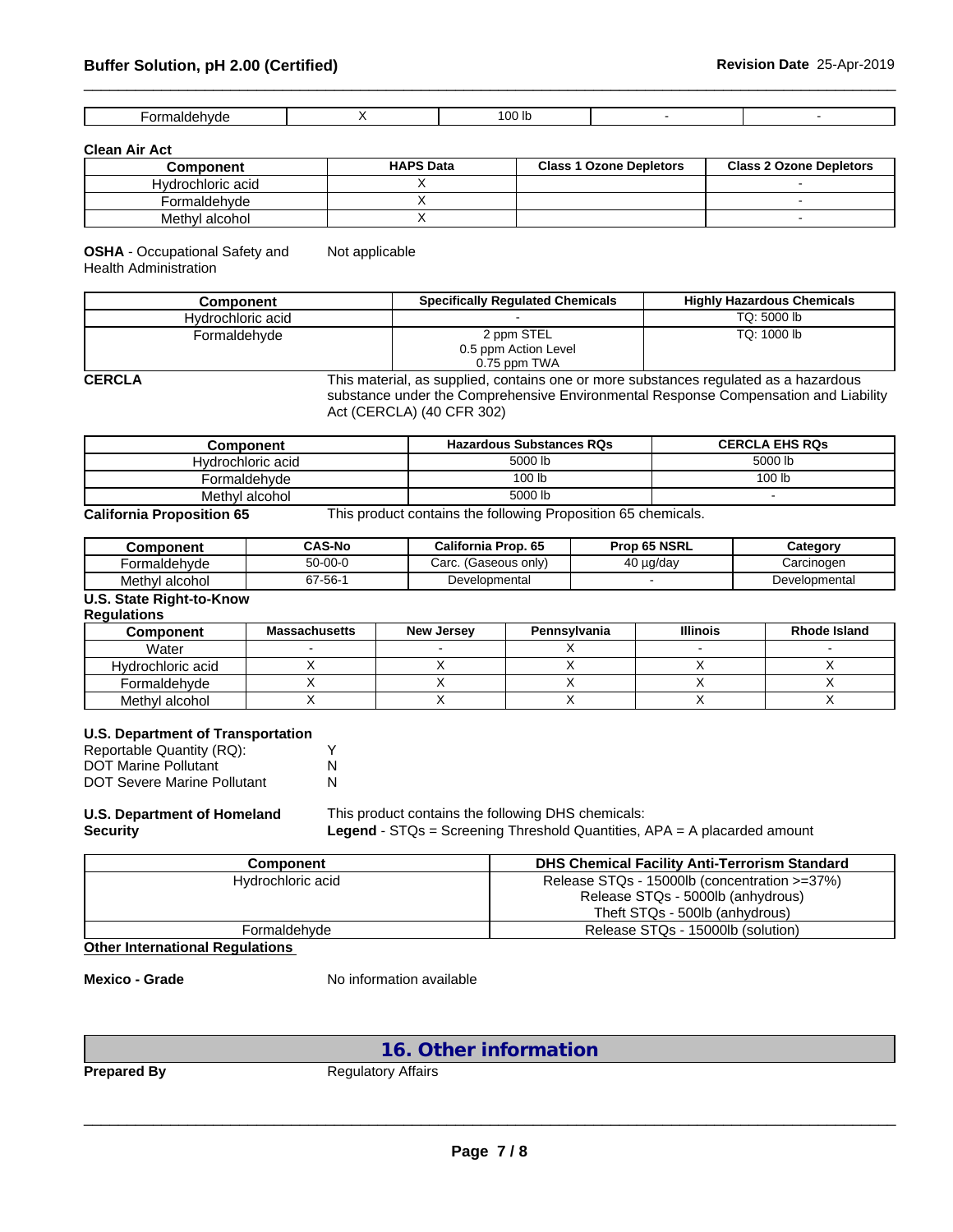| Formaldehyde | X | 100 lb | - | - |
|---|---|---|---|---|

**Clean Air Act**

| Component | HAPS Data | Class 1 Ozone Depletors | Class 2 Ozone Depletors |
|---|---|---|---|
| Hydrochloric acid | X | | - |
| Formaldehyde | X | | - |
| Methyl alcohol | X | | - |

**OSHA** - Occupational Safety and Health Administration — Not applicable

| Component | Specifically Regulated Chemicals | Highly Hazardous Chemicals |
|---|---|---|
| Hydrochloric acid | - | TQ: 5000 lb |
| Formaldehyde | 2 ppm STEL<br>0.5 ppm Action Level<br>0.75 ppm TWA | TQ: 1000 lb |

**CERCLA** — This material, as supplied, contains one or more substances regulated as a hazardous substance under the Comprehensive Environmental Response Compensation and Liability Act (CERCLA) (40 CFR 302)

| Component | Hazardous Substances RQs | CERCLA EHS RQs |
|---|---|---|
| Hydrochloric acid | 5000 lb | 5000 lb |
| Formaldehyde | 100 lb | 100 lb |
| Methyl alcohol | 5000 lb | - |

**California Proposition 65** — This product contains the following Proposition 65 chemicals.

| Component | CAS-No | California Prop. 65 | Prop 65 NSRL | Category |
|---|---|---|---|---|
| Formaldehyde | 50-00-0 | Carc. (Gaseous only) | 40 µg/day | Carcinogen |
| Methyl alcohol | 67-56-1 | Developmental | - | Developmental |

**U.S. State Right-to-Know Regulations**

| Component | Massachusetts | New Jersey | Pennsylvania | Illinois | Rhode Island |
|---|---|---|---|---|---|
| Water | - | - | X | - | - |
| Hydrochloric acid | X | X | X | X | X |
| Formaldehyde | X | X | X | X | X |
| Methyl alcohol | X | X | X | X | X |

**U.S. Department of Transportation**

Reportable Quantity (RQ): Y
DOT Marine Pollutant N
DOT Severe Marine Pollutant N

**U.S. Department of Homeland Security** — This product contains the following DHS chemicals:
**Legend** - STQs = Screening Threshold Quantities, APA = A placarded amount

| Component | DHS Chemical Facility Anti-Terrorism Standard |
|---|---|
| Hydrochloric acid | Release STQs - 15000lb (concentration >=37%)<br>Release STQs - 5000lb (anhydrous)<br>Theft STQs - 500lb (anhydrous) |
| Formaldehyde | Release STQs - 15000lb (solution) |

**Other International Regulations**

**Mexico - Grade** — No information available

## 16. Other information

**Prepared By** — Regulatory Affairs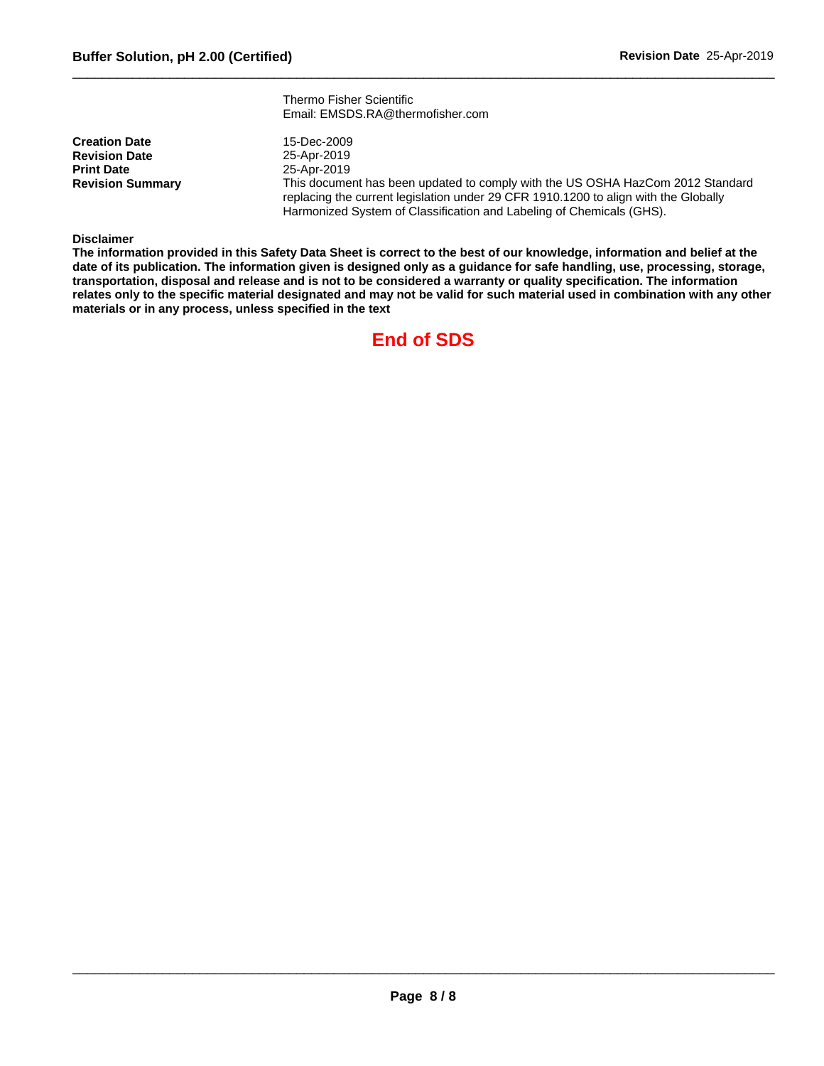Thermo Fisher Scientific
Email: EMSDS.RA@thermofisher.com

| | |
|---|---|
| **Creation Date** | 15-Dec-2009 |
| **Revision Date** | 25-Apr-2019 |
| **Print Date** | 25-Apr-2019 |
| **Revision Summary** | This document has been updated to comply with the US OSHA HazCom 2012 Standard replacing the current legislation under 29 CFR 1910.1200 to align with the Globally Harmonized System of Classification and Labeling of Chemicals (GHS). |

**Disclaimer**

**The information provided in this Safety Data Sheet is correct to the best of our knowledge, information and belief at the date of its publication. The information given is designed only as a guidance for safe handling, use, processing, storage, transportation, disposal and release and is not to be considered a warranty or quality specification. The information relates only to the specific material designated and may not be valid for such material used in combination with any other materials or in any process, unless specified in the text**

**End of SDS**